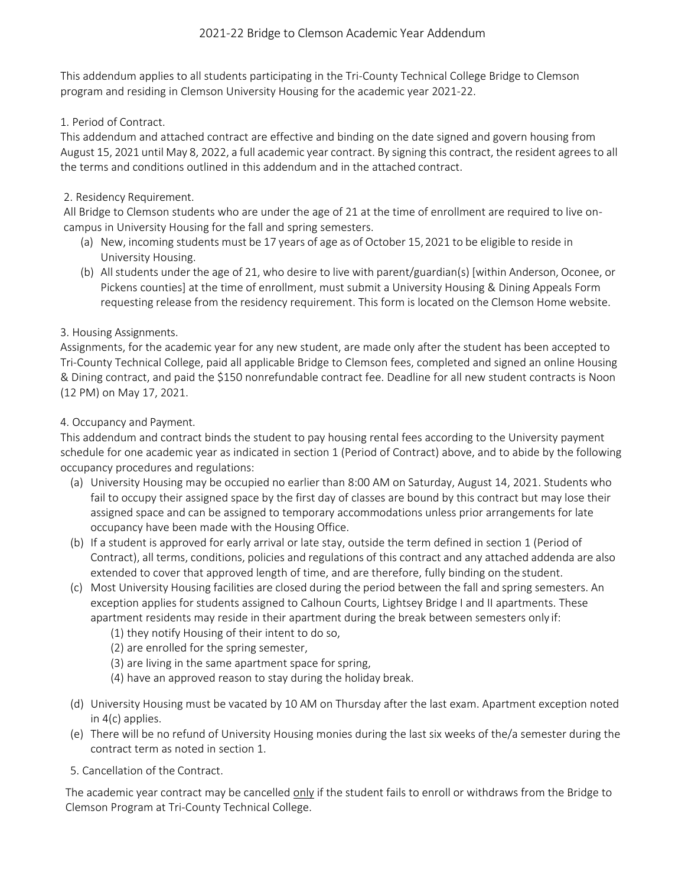# 2021-22 Bridge to Clemson Academic Year Addendum

This addendum applies to all students participating in the Tri-County Technical College Bridge to Clemson program and residing in Clemson University Housing for the academic year 2021-22.

1. Period of Contract.

This addendum and attached contract are effective and binding on the date signed and govern housing from August 15, 2021 until May 8, 2022, a full academic year contract. By signing this contract, the resident agrees to all the terms and conditions outlined in this addendum and in the attached contract.

2. Residency Requirement.

All Bridge to Clemson students who are under the age of 21 at the time of enrollment are required to live on-campus in University Housing for the fall and spring semesters.

(a) New, incoming students must be 17 years of age as of October 15, 2021 to be eligible to reside in University Housing.

(b) All students under the age of 21, who desire to live with parent/guardian(s) [within Anderson, Oconee, or Pickens counties] at the time of enrollment, must submit a University Housing & Dining Appeals Form requesting release from the residency requirement. This form is located on the Clemson Home website.

3. Housing Assignments.

Assignments, for the academic year for any new student, are made only after the student has been accepted to Tri-County Technical College, paid all applicable Bridge to Clemson fees, completed and signed an online Housing & Dining contract, and paid the $150 nonrefundable contract fee. Deadline for all new student contracts is Noon (12 PM) on May 17, 2021.

4. Occupancy and Payment.

This addendum and contract binds the student to pay housing rental fees according to the University payment schedule for one academic year as indicated in section 1 (Period of Contract) above, and to abide by the following occupancy procedures and regulations:

(a) University Housing may be occupied no earlier than 8:00 AM on Saturday, August 14, 2021. Students who fail to occupy their assigned space by the first day of classes are bound by this contract but may lose their assigned space and can be assigned to temporary accommodations unless prior arrangements for late occupancy have been made with the Housing Office.

(b) If a student is approved for early arrival or late stay, outside the term defined in section 1 (Period of Contract), all terms, conditions, policies and regulations of this contract and any attached addenda are also extended to cover that approved length of time, and are therefore, fully binding on the student.

(c) Most University Housing facilities are closed during the period between the fall and spring semesters. An exception applies for students assigned to Calhoun Courts, Lightsey Bridge I and II apartments. These apartment residents may reside in their apartment during the break between semesters only if:

   (1) they notify Housing of their intent to do so,
   (2) are enrolled for the spring semester,
   (3) are living in the same apartment space for spring,
   (4) have an approved reason to stay during the holiday break.

(d) University Housing must be vacated by 10 AM on Thursday after the last exam. Apartment exception noted in 4(c) applies.

(e) There will be no refund of University Housing monies during the last six weeks of the/a semester during the contract term as noted in section 1.

5. Cancellation of the Contract.

The academic year contract may be cancelled only if the student fails to enroll or withdraws from the Bridge to Clemson Program at Tri-County Technical College.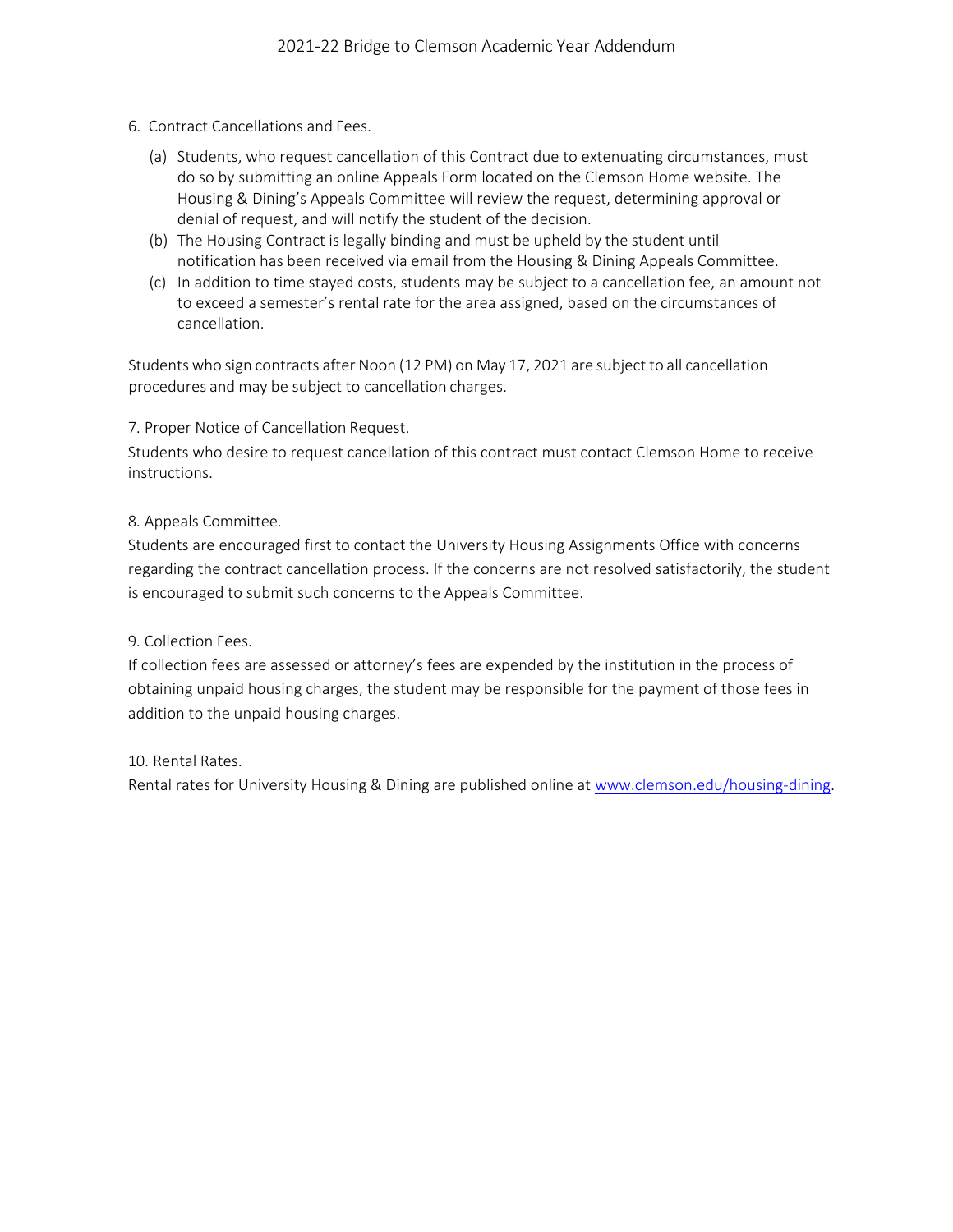6. Contract Cancellations and Fees.

   (a) Students, who request cancellation of this Contract due to extenuating circumstances, must do so by submitting an online Appeals Form located on the Clemson Home website. The Housing & Dining's Appeals Committee will review the request, determining approval or denial of request, and will notify the student of the decision.

   (b) The Housing Contract is legally binding and must be upheld by the student until notification has been received via email from the Housing & Dining Appeals Committee.

   (c) In addition to time stayed costs, students may be subject to a cancellation fee, an amount not to exceed a semester's rental rate for the area assigned, based on the circumstances of cancellation.

Students who sign contracts after Noon (12 PM) on May 17, 2021 are subject to all cancellation procedures and may be subject to cancellation charges.

7. Proper Notice of Cancellation Request.

Students who desire to request cancellation of this contract must contact Clemson Home to receive instructions.

8. Appeals Committee.

Students are encouraged first to contact the University Housing Assignments Office with concerns regarding the contract cancellation process. If the concerns are not resolved satisfactorily, the student is encouraged to submit such concerns to the Appeals Committee.

9. Collection Fees.

If collection fees are assessed or attorney's fees are expended by the institution in the process of obtaining unpaid housing charges, the student may be responsible for the payment of those fees in addition to the unpaid housing charges.

10. Rental Rates.

Rental rates for University Housing & Dining are published online at [www.clemson.edu/housing-dining](http://www.clemson.edu/housing-dining).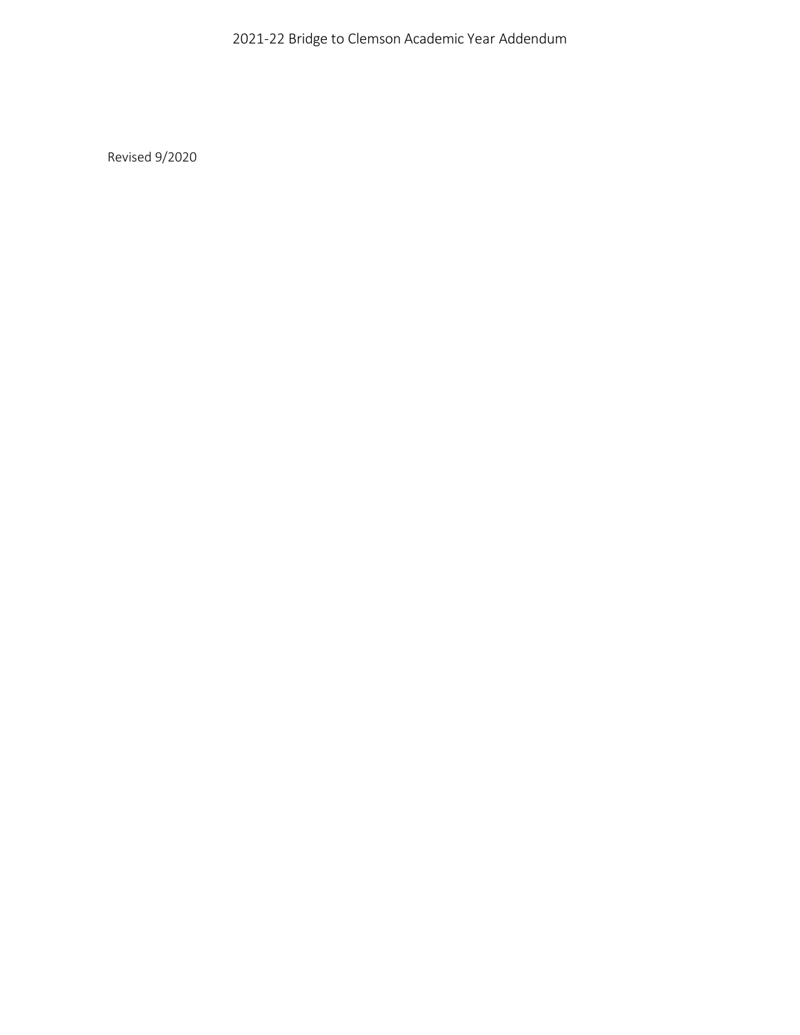Revised 9/2020